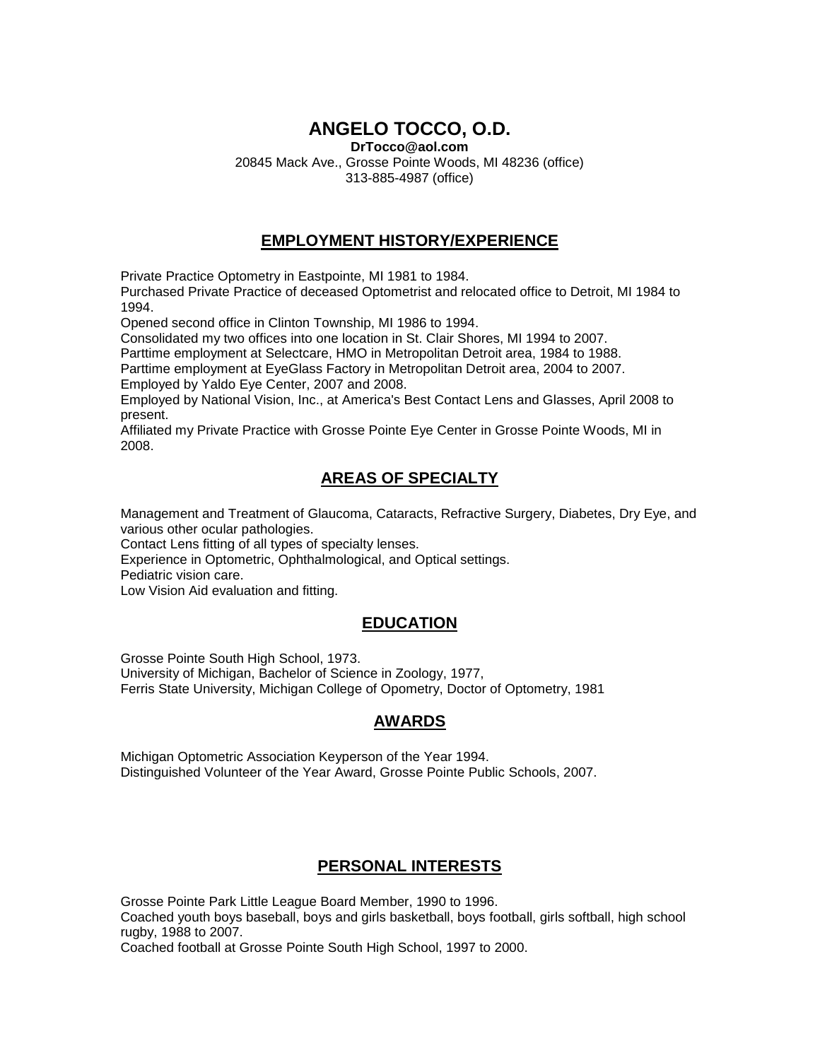# ANGELO TOCCO, O.D.

**DrTocco@aol.com**
20845 Mack Ave., Grosse Pointe Woods, MI 48236 (office)
313-885-4987 (office)

## EMPLOYMENT HISTORY/EXPERIENCE

Private Practice Optometry in Eastpointe, MI 1981 to 1984.
Purchased Private Practice of deceased Optometrist and relocated office to Detroit, MI 1984 to 1994.
Opened second office in Clinton Township, MI 1986 to 1994.
Consolidated my two offices into one location in St. Clair Shores, MI 1994 to 2007.
Parttime employment at Selectcare, HMO in Metropolitan Detroit area, 1984 to 1988.
Parttime employment at EyeGlass Factory in Metropolitan Detroit area, 2004 to 2007.
Employed by Yaldo Eye Center, 2007 and 2008.
Employed by National Vision, Inc., at America's Best Contact Lens and Glasses, April 2008 to present.
Affiliated my Private Practice with Grosse Pointe Eye Center in Grosse Pointe Woods, MI in 2008.

## AREAS OF SPECIALTY

Management and Treatment of Glaucoma, Cataracts, Refractive Surgery, Diabetes, Dry Eye, and various other ocular pathologies.
Contact Lens fitting of all types of specialty lenses.
Experience in Optometric, Ophthalmological, and Optical settings.
Pediatric vision care.
Low Vision Aid evaluation and fitting.

## EDUCATION

Grosse Pointe South High School, 1973.
University of Michigan, Bachelor of Science in Zoology, 1977,
Ferris State University, Michigan College of Opometry, Doctor of Optometry, 1981

## AWARDS

Michigan Optometric Association Keyperson of the Year 1994.
Distinguished Volunteer of the Year Award, Grosse Pointe Public Schools, 2007.

## PERSONAL INTERESTS

Grosse Pointe Park Little League Board Member, 1990 to 1996.
Coached youth boys baseball, boys and girls basketball, boys football, girls softball, high school rugby, 1988 to 2007.
Coached football at Grosse Pointe South High School, 1997 to 2000.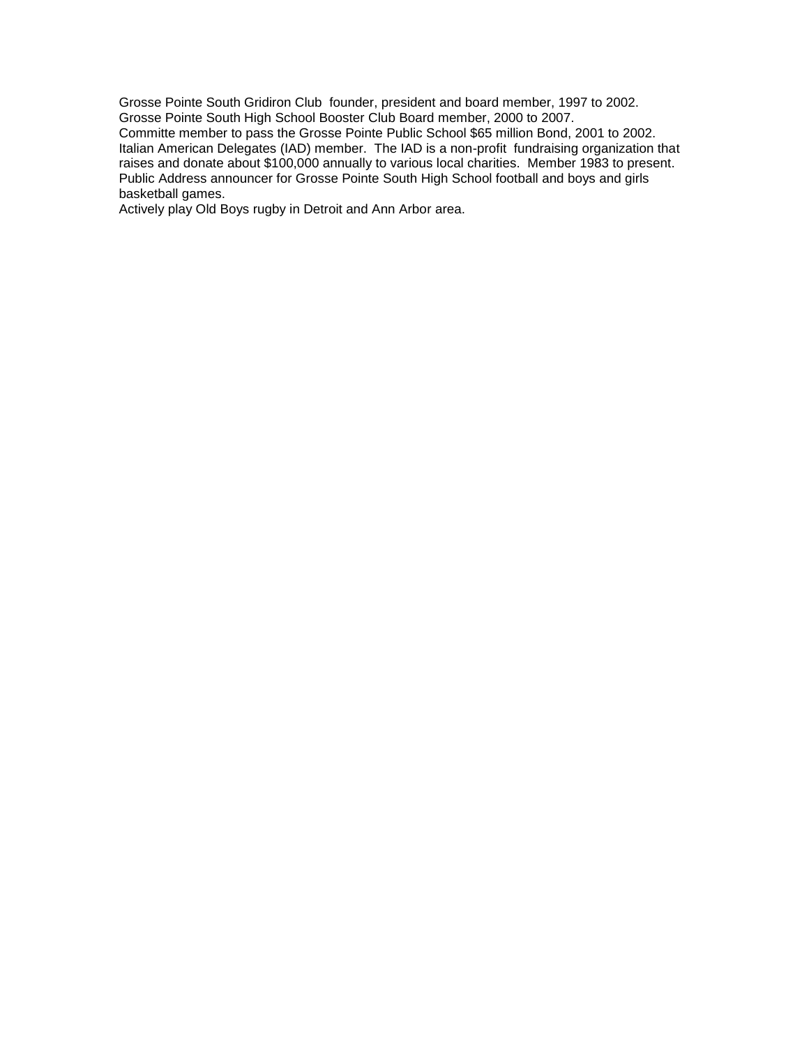Grosse Pointe South Gridiron Club founder, president and board member, 1997 to 2002.
Grosse Pointe South High School Booster Club Board member, 2000 to 2007.
Committe member to pass the Grosse Pointe Public School $65 million Bond, 2001 to 2002.
Italian American Delegates (IAD) member. The IAD is a non-profit fundraising organization that raises and donate about $100,000 annually to various local charities. Member 1983 to present.
Public Address announcer for Grosse Pointe South High School football and boys and girls basketball games.
Actively play Old Boys rugby in Detroit and Ann Arbor area.